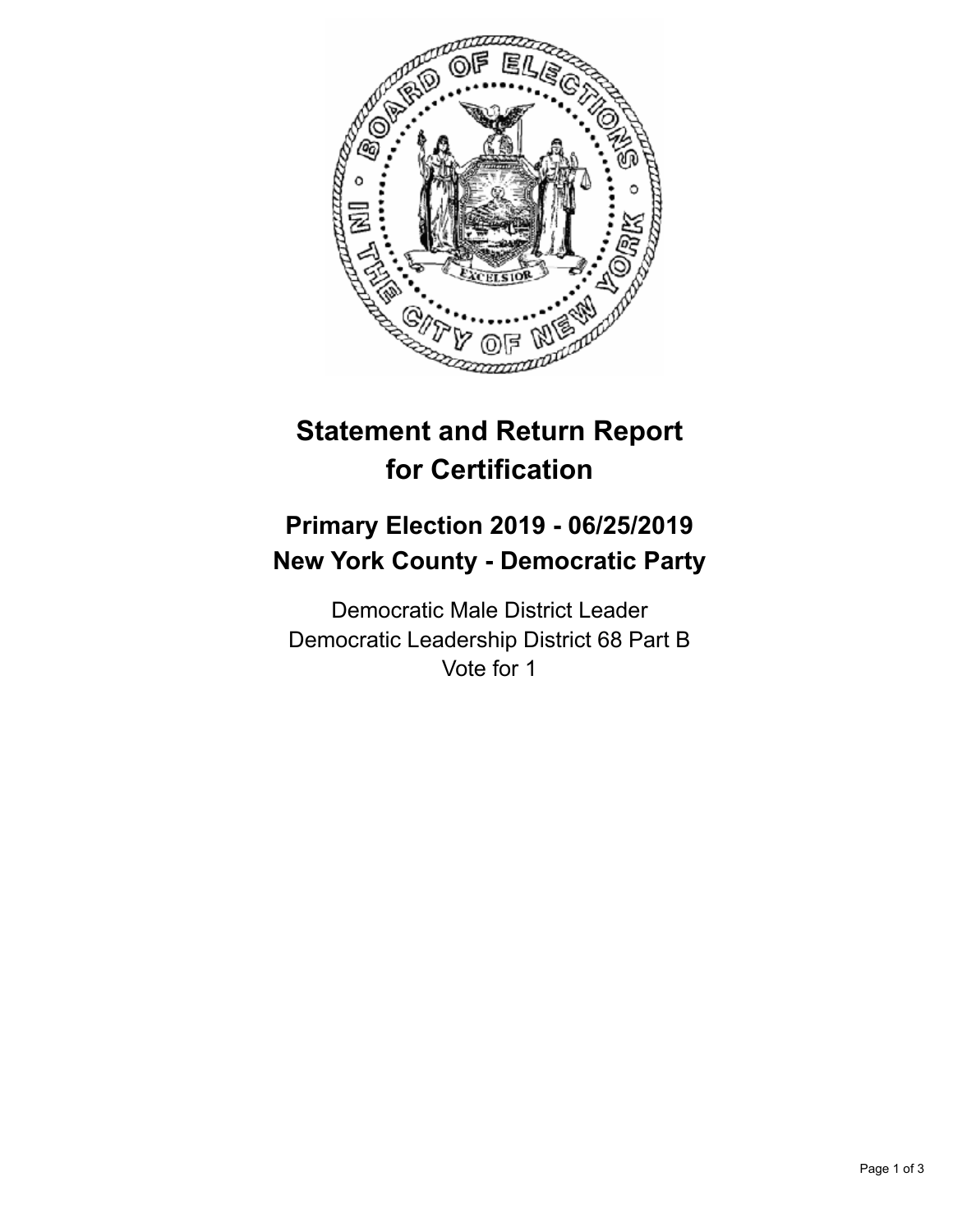# Statement and Return Report for Certification

## Primary Election 2019 - 06/25/2019
## New York County - Democratic Party

Democratic Male District Leader
Democratic Leadership District 68 Part B
Vote for 1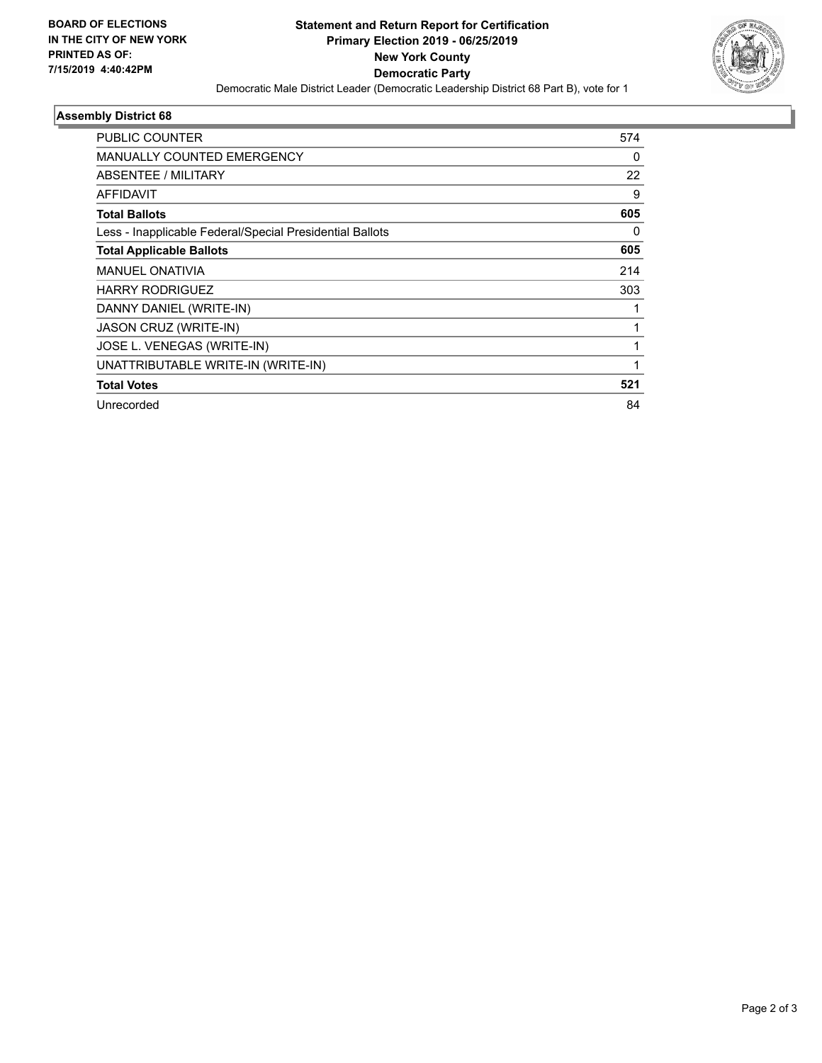**BOARD OF ELECTIONS IN THE CITY OF NEW YORK PRINTED AS OF: 7/15/2019 4:40:42PM**

**Statement and Return Report for Certification Primary Election 2019 - 06/25/2019 New York County Democratic Party**

Democratic Male District Leader (Democratic Leadership District 68 Part B), vote for 1

## Assembly District 68

| | |
|---|---|
| PUBLIC COUNTER | 574 |
| MANUALLY COUNTED EMERGENCY | 0 |
| ABSENTEE / MILITARY | 22 |
| AFFIDAVIT | 9 |
| **Total Ballots** | **605** |
| Less - Inapplicable Federal/Special Presidential Ballots | 0 |
| **Total Applicable Ballots** | **605** |
| MANUEL ONATIVIA | 214 |
| HARRY RODRIGUEZ | 303 |
| DANNY DANIEL (WRITE-IN) | 1 |
| JASON CRUZ (WRITE-IN) | 1 |
| JOSE L. VENEGAS (WRITE-IN) | 1 |
| UNATTRIBUTABLE WRITE-IN (WRITE-IN) | 1 |
| **Total Votes** | **521** |
| Unrecorded | 84 |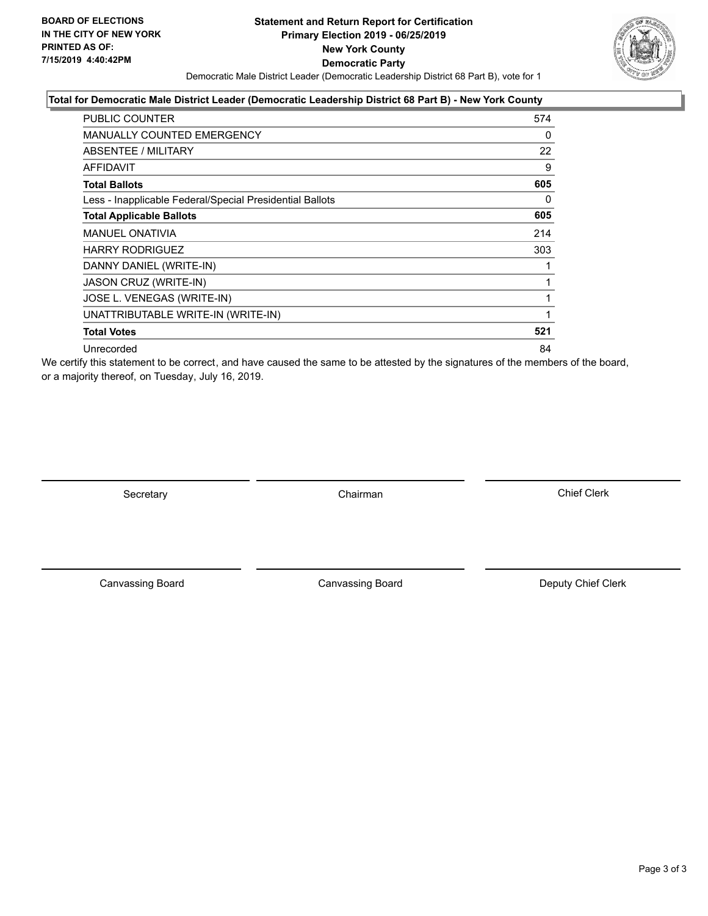**BOARD OF ELECTIONS IN THE CITY OF NEW YORK PRINTED AS OF: 7/15/2019 4:40:42PM**

**Statement and Return Report for Certification**
**Primary Election 2019 - 06/25/2019**
**New York County**
**Democratic Party**

Democratic Male District Leader (Democratic Leadership District 68 Part B), vote for 1

**Total for Democratic Male District Leader (Democratic Leadership District 68 Part B) - New York County**

| | |
|---|---|
| PUBLIC COUNTER | 574 |
| MANUALLY COUNTED EMERGENCY | 0 |
| ABSENTEE / MILITARY | 22 |
| AFFIDAVIT | 9 |
| **Total Ballots** | **605** |
| Less - Inapplicable Federal/Special Presidential Ballots | 0 |
| **Total Applicable Ballots** | **605** |
| MANUEL ONATIVIA | 214 |
| HARRY RODRIGUEZ | 303 |
| DANNY DANIEL (WRITE-IN) | 1 |
| JASON CRUZ (WRITE-IN) | 1 |
| JOSE L. VENEGAS (WRITE-IN) | 1 |
| UNATTRIBUTABLE WRITE-IN (WRITE-IN) | 1 |
| **Total Votes** | **521** |
| Unrecorded | 84 |

We certify this statement to be correct, and have caused the same to be attested by the signatures of the members of the board, or a majority thereof, on Tuesday, July 16, 2019.

Secretary

Chairman

Chief Clerk

Canvassing Board

Canvassing Board

Deputy Chief Clerk